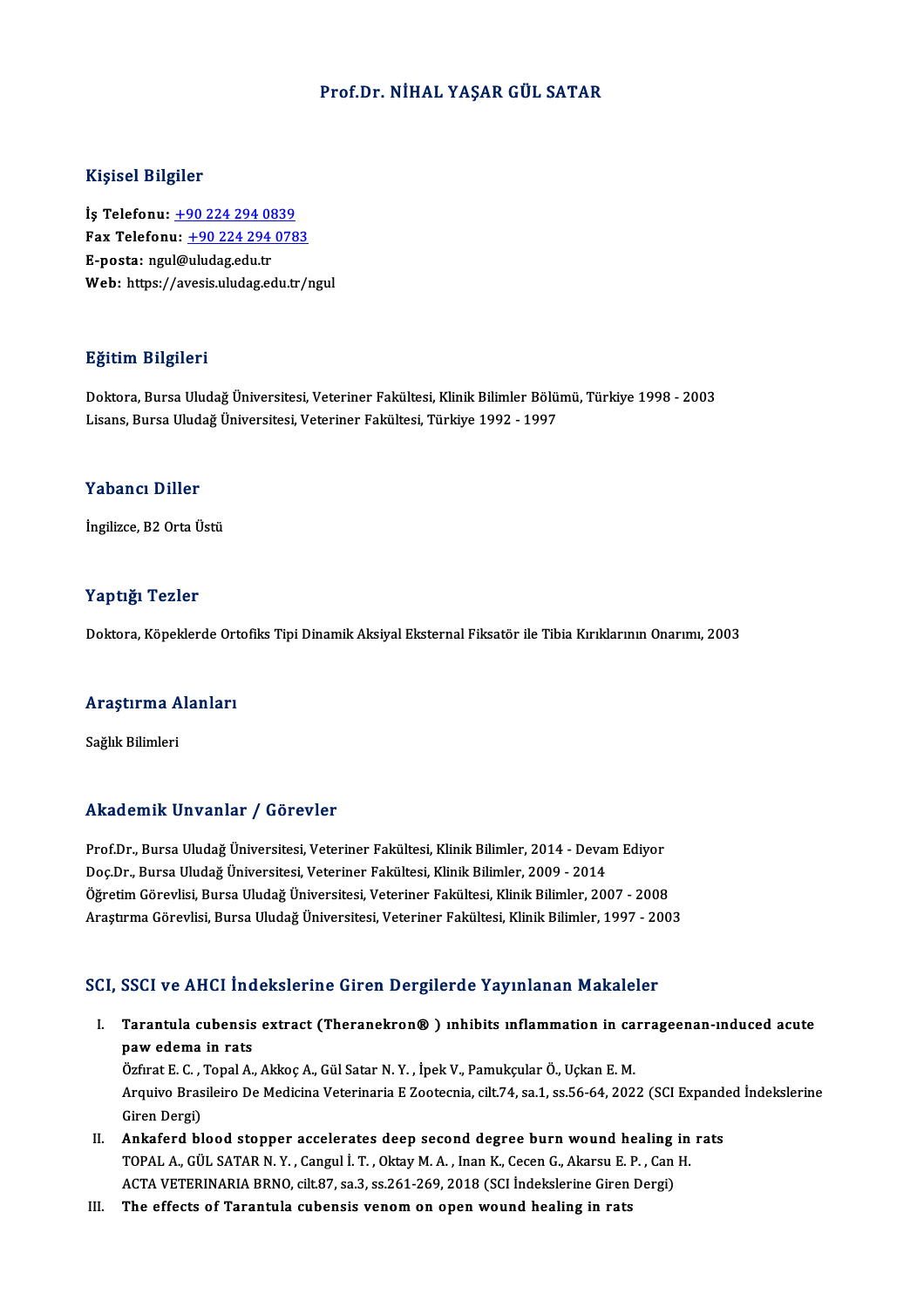# Prof.Dr. NİHAL YAŞAR GÜL SATAR

## Kişisel Bilgiler

**İş Telefonu:** +90 224 294 0839
**Fax Telefonu:** +90 224 294 0783
**E-posta:** ngul@uludag.edu.tr
**Web:** https://avesis.uludag.edu.tr/ngul

## Eğitim Bilgileri

Doktora, Bursa Uludağ Üniversitesi, Veteriner Fakültesi, Klinik Bilimler Bölümü, Türkiye 1998 - 2003
Lisans, Bursa Uludağ Üniversitesi, Veteriner Fakültesi, Türkiye 1992 - 1997

## Yabancı Diller

İngilizce, B2 Orta Üstü

## Yaptığı Tezler

Doktora, Köpeklerde Ortofiks Tipi Dinamik Aksiyal Eksternal Fiksatör ile Tibia Kırıklarının Onarımı, 2003

## Araştırma Alanları

Sağlık Bilimleri

## Akademik Unvanlar / Görevler

Prof.Dr., Bursa Uludağ Üniversitesi, Veteriner Fakültesi, Klinik Bilimler, 2014 - Devam Ediyor
Doç.Dr., Bursa Uludağ Üniversitesi, Veteriner Fakültesi, Klinik Bilimler, 2009 - 2014
Öğretim Görevlisi, Bursa Uludağ Üniversitesi, Veteriner Fakültesi, Klinik Bilimler, 2007 - 2008
Araştırma Görevlisi, Bursa Uludağ Üniversitesi, Veteriner Fakültesi, Klinik Bilimler, 1997 - 2003

## SCI, SSCI ve AHCI İndekslerine Giren Dergilerde Yayınlanan Makaleler

I. **Tarantula cubensis extract (Theranekron® ) ınhibits ınflammation in carrageenan-ınduced acute paw edema in rats**
Özfırat E. C. , Topal A., Akkoç A., Gül Satar N. Y. , İpek V., Pamukçular Ö., Uçkan E. M.
Arquivo Brasileiro De Medicina Veterinaria E Zootecnia, cilt.74, sa.1, ss.56-64, 2022 (SCI Expanded İndekslerine Giren Dergi)

II. **Ankaferd blood stopper accelerates deep second degree burn wound healing in rats**
TOPAL A., GÜL SATAR N. Y. , Cangul İ. T. , Oktay M. A. , Inan K., Cecen G., Akarsu E. P. , Can H.
ACTA VETERINARIA BRNO, cilt.87, sa.3, ss.261-269, 2018 (SCI İndekslerine Giren Dergi)

III. **The effects of Tarantula cubensis venom on open wound healing in rats**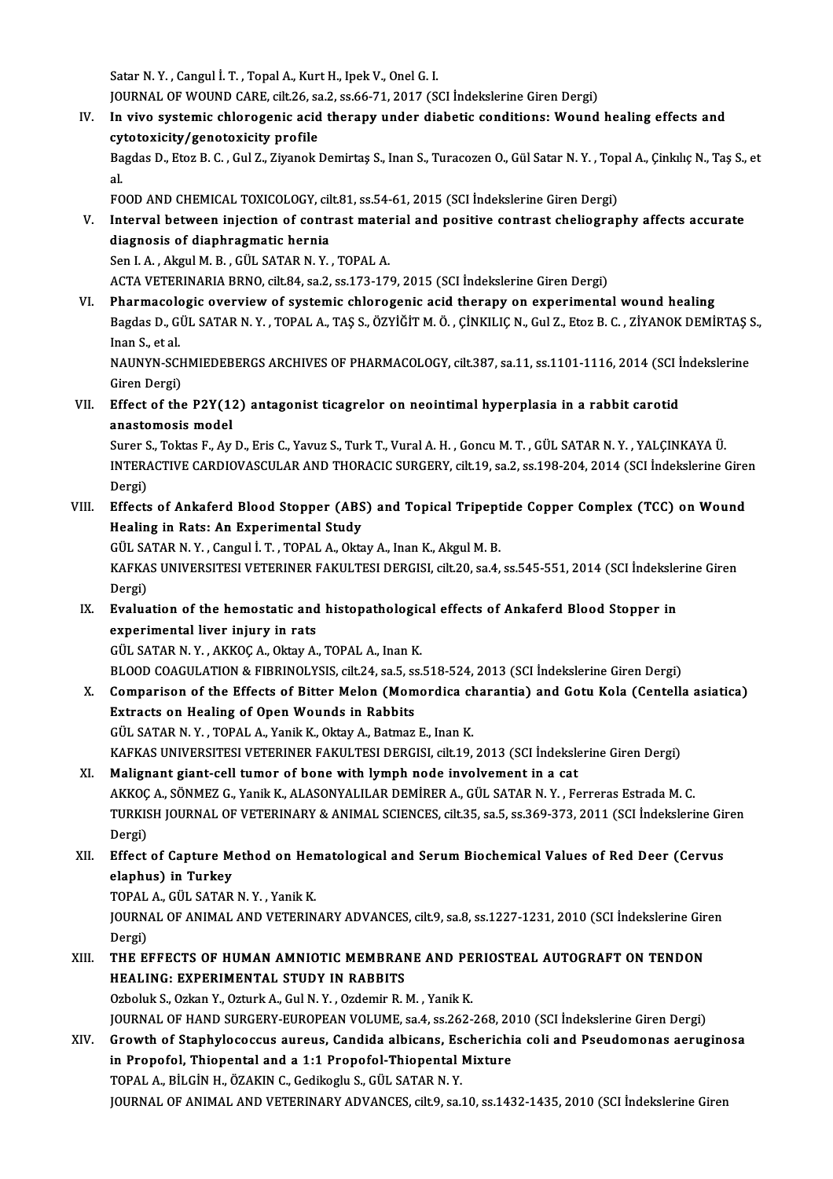Satar N. Y. , Cangul İ. T. , Topal A., Kurt H., Ipek V., Onel G. I.

JOURNAL OF WOUND CARE, cilt.26, sa.2, ss.66-71, 2017 (SCI İndekslerine Giren Dergi)

IV. **In vivo systemic chlorogenic acid therapy under diabetic conditions: Wound healing effects and cytotoxicity/genotoxicity profile**

Bagdas D., Etoz B. C. , Gul Z., Ziyanok Demirtaş S., Inan S., Turacozen O., Gül Satar N. Y. , Topal A., Çinkılıç N., Taş S., et al.

FOOD AND CHEMICAL TOXICOLOGY, cilt.81, ss.54-61, 2015 (SCI İndekslerine Giren Dergi)

V. **Interval between injection of contrast material and positive contrast cheliography affects accurate diagnosis of diaphragmatic hernia**

Sen I. A. , Akgul M. B. , GÜL SATAR N. Y. , TOPAL A.

ACTA VETERINARIA BRNO, cilt.84, sa.2, ss.173-179, 2015 (SCI İndekslerine Giren Dergi)

VI. **Pharmacologic overview of systemic chlorogenic acid therapy on experimental wound healing**

Bagdas D., GÜL SATAR N. Y. , TOPAL A., TAŞ S., ÖZYİĞİT M. Ö. , ÇİNKILIÇ N., Gul Z., Etoz B. C. , ZİYANOK DEMİRTAŞ S., Inan S., et al.

NAUNYN-SCHMIEDEBERGS ARCHIVES OF PHARMACOLOGY, cilt.387, sa.11, ss.1101-1116, 2014 (SCI İndekslerine Giren Dergi)

VII. **Effect of the P2Y(12) antagonist ticagrelor on neointimal hyperplasia in a rabbit carotid anastomosis model**

Surer S., Toktas F., Ay D., Eris C., Yavuz S., Turk T., Vural A. H. , Goncu M. T. , GÜL SATAR N. Y. , YALÇINKAYA Ü.

INTERACTIVE CARDIOVASCULAR AND THORACIC SURGERY, cilt.19, sa.2, ss.198-204, 2014 (SCI İndekslerine Giren Dergi)

VIII. **Effects of Ankaferd Blood Stopper (ABS) and Topical Tripeptide Copper Complex (TCC) on Wound Healing in Rats: An Experimental Study**

GÜL SATAR N. Y. , Cangul İ. T. , TOPAL A., Oktay A., Inan K., Akgul M. B.

KAFKAS UNIVERSITESI VETERINER FAKULTESI DERGISI, cilt.20, sa.4, ss.545-551, 2014 (SCI İndekslerine Giren Dergi)

IX. **Evaluation of the hemostatic and histopathological effects of Ankaferd Blood Stopper in experimental liver injury in rats**

GÜL SATAR N. Y. , AKKOÇ A., Oktay A., TOPAL A., Inan K.

BLOOD COAGULATION & FIBRINOLYSIS, cilt.24, sa.5, ss.518-524, 2013 (SCI İndekslerine Giren Dergi)

X. **Comparison of the Effects of Bitter Melon (Momordica charantia) and Gotu Kola (Centella asiatica) Extracts on Healing of Open Wounds in Rabbits**

GÜL SATAR N. Y. , TOPAL A., Yanik K., Oktay A., Batmaz E., Inan K.

KAFKAS UNIVERSITESI VETERINER FAKULTESI DERGISI, cilt.19, 2013 (SCI İndekslerine Giren Dergi)

XI. **Malignant giant-cell tumor of bone with lymph node involvement in a cat**

AKKOÇ A., SÖNMEZ G., Yanik K., ALASONYALILAR DEMİRER A., GÜL SATAR N. Y. , Ferreras Estrada M. C.

TURKISH JOURNAL OF VETERINARY & ANIMAL SCIENCES, cilt.35, sa.5, ss.369-373, 2011 (SCI İndekslerine Giren Dergi)

XII. **Effect of Capture Method on Hematological and Serum Biochemical Values of Red Deer (Cervus elaphus) in Turkey**

TOPAL A., GÜL SATAR N. Y. , Yanik K.

JOURNAL OF ANIMAL AND VETERINARY ADVANCES, cilt.9, sa.8, ss.1227-1231, 2010 (SCI İndekslerine Giren Dergi)

XIII. **THE EFFECTS OF HUMAN AMNIOTIC MEMBRANE AND PERIOSTEAL AUTOGRAFT ON TENDON HEALING: EXPERIMENTAL STUDY IN RABBITS**

Ozboluk S., Ozkan Y., Ozturk A., Gul N. Y. , Ozdemir R. M. , Yanik K.

JOURNAL OF HAND SURGERY-EUROPEAN VOLUME, sa.4, ss.262-268, 2010 (SCI İndekslerine Giren Dergi)

XIV. **Growth of Staphylococcus aureus, Candida albicans, Escherichia coli and Pseudomonas aeruginosa in Propofol, Thiopental and a 1:1 Propofol-Thiopental Mixture**

TOPAL A., BİLGİN H., ÖZAKIN C., Gedikoglu S., GÜL SATAR N. Y.

JOURNAL OF ANIMAL AND VETERINARY ADVANCES, cilt.9, sa.10, ss.1432-1435, 2010 (SCI İndekslerine Giren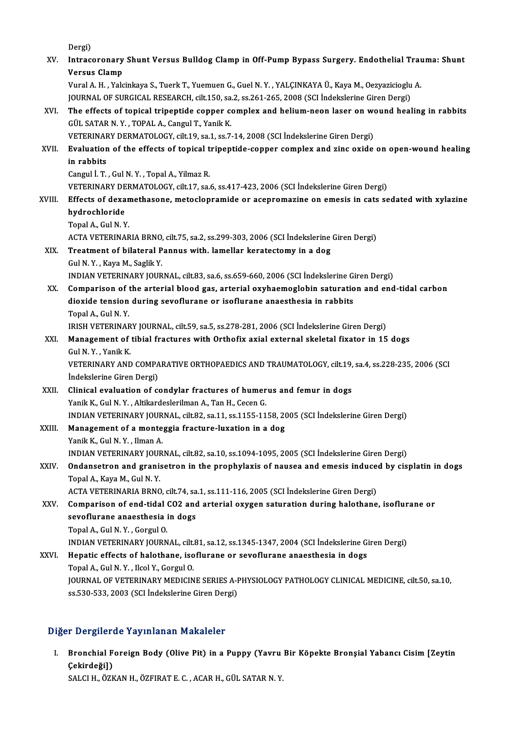Dergi)

XV. **Intracoronary Shunt Versus Bulldog Clamp in Off-Pump Bypass Surgery. Endothelial Trauma: Shunt Versus Clamp**
Vural A. H. , Yalcinkaya S., Tuerk T., Yuemuen G., Guel N. Y. , YALÇINKAYA Ü., Kaya M., Oezyazicioglu A.
JOURNAL OF SURGICAL RESEARCH, cilt.150, sa.2, ss.261-265, 2008 (SCI İndekslerine Giren Dergi)

XVI. **The effects of topical tripeptide copper complex and helium-neon laser on wound healing in rabbits**
GÜL SATAR N. Y. , TOPAL A., Cangul T., Yanik K.
VETERINARY DERMATOLOGY, cilt.19, sa.1, ss.7-14, 2008 (SCI İndekslerine Giren Dergi)

XVII. **Evaluation of the effects of topical tripeptide-copper complex and zinc oxide on open-wound healing in rabbits**
Cangul İ. T. , Gul N. Y. , Topal A., Yilmaz R.
VETERINARY DERMATOLOGY, cilt.17, sa.6, ss.417-423, 2006 (SCI İndekslerine Giren Dergi)

XVIII. **Effects of dexamethasone, metoclopramide or acepromazine on emesis in cats sedated with xylazine hydrochloride**
Topal A., Gul N. Y.
ACTA VETERINARIA BRNO, cilt.75, sa.2, ss.299-303, 2006 (SCI İndekslerine Giren Dergi)

XIX. **Treatment of bilateral Pannus with. lamellar keratectomy in a dog**
Gul N. Y. , Kaya M., Saglik Y.
INDIAN VETERINARY JOURNAL, cilt.83, sa.6, ss.659-660, 2006 (SCI İndekslerine Giren Dergi)

XX. **Comparison of the arterial blood gas, arterial oxyhaemoglobin saturation and end-tidal carbon dioxide tension during sevoflurane or isoflurane anaesthesia in rabbits**
Topal A., Gul N. Y.
IRISH VETERINARY JOURNAL, cilt.59, sa.5, ss.278-281, 2006 (SCI İndekslerine Giren Dergi)

XXI. **Management of tibial fractures with Orthofix axial external skeletal fixator in 15 dogs**
Gul N. Y. , Yanik K.
VETERINARY AND COMPARATIVE ORTHOPAEDICS AND TRAUMATOLOGY, cilt.19, sa.4, ss.228-235, 2006 (SCI İndekslerine Giren Dergi)

XXII. **Clinical evaluation of condylar fractures of humerus and femur in dogs**
Yanik K., Gul N. Y. , Altikardeslerilman A., Tan H., Cecen G.
INDIAN VETERINARY JOURNAL, cilt.82, sa.11, ss.1155-1158, 2005 (SCI İndekslerine Giren Dergi)

XXIII. **Management of a monteggia fracture-luxation in a dog**
Yanik K., Gul N. Y. , Ilman A.
INDIAN VETERINARY JOURNAL, cilt.82, sa.10, ss.1094-1095, 2005 (SCI İndekslerine Giren Dergi)

XXIV. **Ondansetron and granisetron in the prophylaxis of nausea and emesis induced by cisplatin in dogs**
Topal A., Kaya M., Gul N. Y.
ACTA VETERINARIA BRNO, cilt.74, sa.1, ss.111-116, 2005 (SCI İndekslerine Giren Dergi)

XXV. **Comparison of end-tidal CO2 and arterial oxygen saturation during halothane, isoflurane or sevoflurane anaesthesia in dogs**
Topal A., Gul N. Y. , Gorgul O.
INDIAN VETERINARY JOURNAL, cilt.81, sa.12, ss.1345-1347, 2004 (SCI İndekslerine Giren Dergi)

XXVI. **Hepatic effects of halothane, isoflurane or sevoflurane anaesthesia in dogs**
Topal A., Gul N. Y. , Ilcol Y., Gorgul O.
JOURNAL OF VETERINARY MEDICINE SERIES A-PHYSIOLOGY PATHOLOGY CLINICAL MEDICINE, cilt.50, sa.10, ss.530-533, 2003 (SCI İndekslerine Giren Dergi)

## Diğer Dergilerde Yayınlanan Makaleler

I. **Bronchial Foreign Body (Olive Pit) in a Puppy (Yavru Bir Köpekte Bronşial Yabancı Cisim [Zeytin Çekirdeği])**
SALCI H., ÖZKAN H., ÖZFIRAT E. C. , ACAR H., GÜL SATAR N. Y.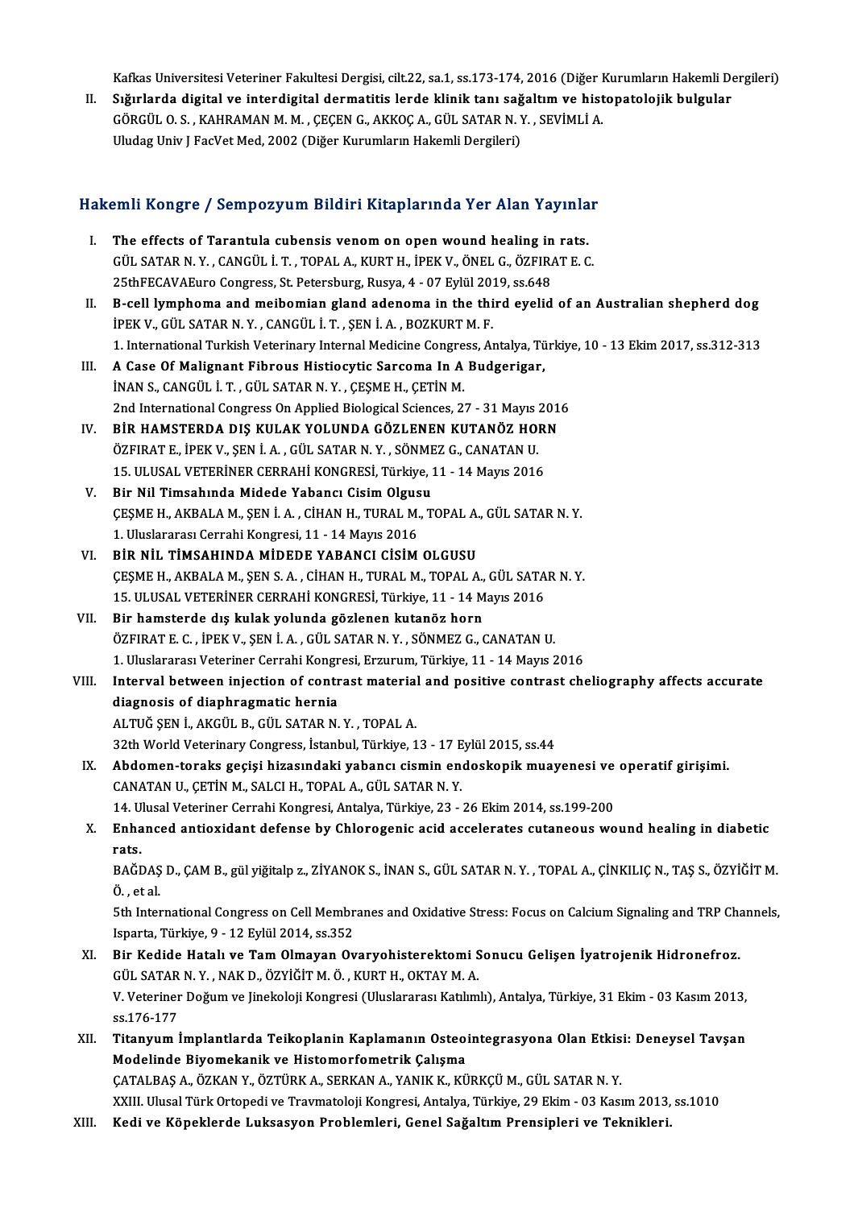Kafkas Universitesi Veteriner Fakultesi Dergisi, cilt.22, sa.1, ss.173-174, 2016 (Diğer Kurumların Hakemli Dergileri)

II. **Sığırlarda digital ve interdigital dermatitis lerde klinik tanı sağaltım ve histopatolojik bulgular**
GÖRGÜL O. S. , KAHRAMAN M. M. , ÇEÇEN G., AKKOÇ A., GÜL SATAR N. Y. , SEVİMLİ A.
Uludag Univ J FacVet Med, 2002 (Diğer Kurumların Hakemli Dergileri)

## Hakemli Kongre / Sempozyum Bildiri Kitaplarında Yer Alan Yayınlar

I. **The effects of Tarantula cubensis venom on open wound healing in rats.**
GÜL SATAR N. Y. , CANGÜL İ. T. , TOPAL A., KURT H., İPEK V., ÖNEL G., ÖZFIRAT E. C.
25thFECAVAEuro Congress, St. Petersburg, Rusya, 4 - 07 Eylül 2019, ss.648

II. **B-cell lymphoma and meibomian gland adenoma in the third eyelid of an Australian shepherd dog**
İPEK V., GÜL SATAR N. Y. , CANGÜL İ. T. , ŞEN İ. A. , BOZKURT M. F.
1. International Turkish Veterinary Internal Medicine Congress, Antalya, Türkiye, 10 - 13 Ekim 2017, ss.312-313

III. **A Case Of Malignant Fibrous Histiocytic Sarcoma In A Budgerigar,**
İNAN S., CANGÜL İ. T. , GÜL SATAR N. Y. , ÇEŞME H., ÇETİN M.
2nd International Congress On Applied Biological Sciences, 27 - 31 Mayıs 2016

IV. **BİR HAMSTERDA DIŞ KULAK YOLUNDA GÖZLENEN KUTANÖZ HORN**
ÖZFIRAT E., İPEK V., ŞEN İ. A. , GÜL SATAR N. Y. , SÖNMEZ G., CANATAN U.
15. ULUSAL VETERİNER CERRAHİ KONGRESİ, Türkiye, 11 - 14 Mayıs 2016

V. **Bir Nil Timsahında Midede Yabancı Cisim Olgusu**
ÇEŞME H., AKBALA M., ŞEN İ. A. , CİHAN H., TURAL M., TOPAL A., GÜL SATAR N. Y.
1. Uluslararası Cerrahi Kongresi, 11 - 14 Mayıs 2016

VI. **BİR NİL TİMSAHINDA MİDEDE YABANCI CİSİM OLGUSU**
ÇEŞME H., AKBALA M., ŞEN S. A. , CİHAN H., TURAL M., TOPAL A., GÜL SATAR N. Y.
15. ULUSAL VETERİNER CERRAHİ KONGRESİ, Türkiye, 11 - 14 Mayıs 2016

VII. **Bir hamsterde dış kulak yolunda gözlenen kutanöz horn**
ÖZFIRAT E. C. , İPEK V., ŞEN İ. A. , GÜL SATAR N. Y. , SÖNMEZ G., CANATAN U.
1. Uluslararası Veteriner Cerrahi Kongresi, Erzurum, Türkiye, 11 - 14 Mayıs 2016

VIII. **Interval between injection of contrast material and positive contrast cheliography affects accurate diagnosis of diaphragmatic hernia**
ALTUĞ ŞEN İ., AKGÜL B., GÜL SATAR N. Y. , TOPAL A.
32th World Veterinary Congress, İstanbul, Türkiye, 13 - 17 Eylül 2015, ss.44

IX. **Abdomen-toraks geçişi hizasındaki yabancı cismin endoskopik muayenesi ve operatif girişimi.**
CANATAN U., ÇETİN M., SALCI H., TOPAL A., GÜL SATAR N. Y.
14. Ulusal Veteriner Cerrahi Kongresi, Antalya, Türkiye, 23 - 26 Ekim 2014, ss.199-200

X. **Enhanced antioxidant defense by Chlorogenic acid accelerates cutaneous wound healing in diabetic rats.**
BAĞDAŞ D., ÇAM B., gül yiğitalp z., ZİYANOK S., İNAN S., GÜL SATAR N. Y. , TOPAL A., ÇİNKILIÇ N., TAŞ S., ÖZYİĞİT M. Ö. , et al.
5th International Congress on Cell Membranes and Oxidative Stress: Focus on Calcium Signaling and TRP Channels, Isparta, Türkiye, 9 - 12 Eylül 2014, ss.352

XI. **Bir Kedide Hatalı ve Tam Olmayan Ovaryohisterektomi Sonucu Gelişen İyatrojenik Hidronefroz.**
GÜL SATAR N. Y. , NAK D., ÖZYİĞİT M. Ö. , KURT H., OKTAY M. A.
V. Veteriner Doğum ve Jinekoloji Kongresi (Uluslararası Katılımlı), Antalya, Türkiye, 31 Ekim - 03 Kasım 2013, ss.176-177

XII. **Titanyum İmplantlarda Teikoplanin Kaplamanın Osteointegrasyona Olan Etkisi: Deneysel Tavşan Modelinde Biyomekanik ve Histomorfometrik Çalışma**
ÇATALBAŞ A., ÖZKAN Y., ÖZTÜRK A., SERKAN A., YANIK K., KÜRKÇÜ M., GÜL SATAR N. Y.
XXIII. Ulusal Türk Ortopedi ve Travmatoloji Kongresi, Antalya, Türkiye, 29 Ekim - 03 Kasım 2013, ss.1010

XIII. **Kedi ve Köpeklerde Luksasyon Problemleri, Genel Sağaltım Prensipleri ve Teknikleri.**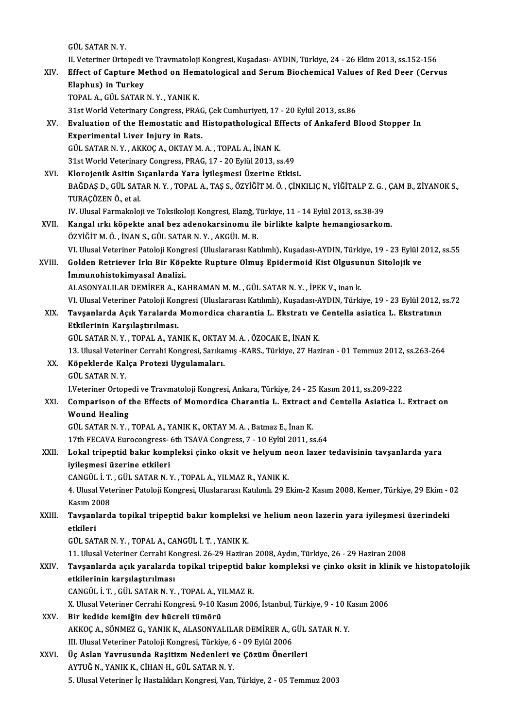GÜL SATAR N. Y.

II. Veteriner Ortopedi ve Travmatoloji Kongresi, Kuşadası- AYDIN, Türkiye, 24 - 26 Ekim 2013, ss.152-156

XIV. **Effect of Capture Method on Hematological and Serum Biochemical Values of Red Deer (Cervus Elaphus) in Turkey**
TOPAL A., GÜL SATAR N. Y. , YANIK K.
31st World Veterinary Congress, PRAG, Çek Cumhuriyeti, 17 - 20 Eylül 2013, ss.86

XV. **Evaluation of the Hemostatic and Histopathological Effects of Ankaferd Blood Stopper In Experimental Liver Injury in Rats.**
GÜL SATAR N. Y. , AKKOÇ A., OKTAY M. A. , TOPAL A., İNAN K.
31st World Veterinary Congress, PRAG, 17 - 20 Eylül 2013, ss.49

XVI. **Klorojenik Asitin Sıçanlarda Yara İyileşmesi Üzerine Etkisi.**
BAĞDAŞ D., GÜL SATAR N. Y. , TOPAL A., TAŞ S., ÖZYİĞİT M. Ö. , ÇİNKILIÇ N., YİĞİTALP Z. G. , ÇAM B., ZİYANOK S., TURAÇÖZEN Ö., et al.
IV. Ulusal Farmakoloji ve Toksikoloji Kongresi, Elazığ, Türkiye, 11 - 14 Eylül 2013, ss.38-39

XVII. **Kangal ırkı köpekte anal bez adenokarsinomu ile birlikte kalpte hemangiosarkom.**
ÖZYİĞİT M. Ö. , İNAN S., GÜL SATAR N. Y. , AKGÜL M. B.
VI. Ulusal Veteriner Patoloji Kongresi (Uluslararası Katılımlı), Kuşadası-AYDIN, Türkiye, 19 - 23 Eylül 2012, ss.55

XVIII. **Golden Retriever Irkı Bir Köpekte Rupture Olmuş Epidermoid Kist Olgusunun Sitolojik ve İmmunohistokimyasal Analizi.**
ALASONYALILAR DEMİRER A., KAHRAMAN M. M. , GÜL SATAR N. Y. , İPEK V., inan k.
VI. Ulusal Veteriner Patoloji Kongresi (Uluslararası Katılımlı), Kuşadası-AYDIN, Türkiye, 19 - 23 Eylül 2012, ss.72

XIX. **Tavşanlarda Açık Yaralarda Momordica charantia L. Ekstratı ve Centella asiatica L. Ekstratının Etkilerinin Karşılaştırılması.**
GÜL SATAR N. Y. , TOPAL A., YANIK K., OKTAY M. A. , ÖZOCAK E., İNAN K.
13. Ulusal Veteriner Cerrahi Kongresi, Sarıkamış -KARS., Türkiye, 27 Haziran - 01 Temmuz 2012, ss.263-264

XX. **Köpeklerde Kalça Protezi Uygulamaları.**
GÜL SATAR N. Y.
I.Veteriner Ortopedi ve Travmatoloji Kongresi, Ankara, Türkiye, 24 - 25 Kasım 2011, ss.209-222

XXI. **Comparison of the Effects of Momordica Charantia L. Extract and Centella Asiatica L. Extract on Wound Healing**
GÜL SATAR N. Y. , TOPAL A., YANIK K., OKTAY M. A. , Batmaz E., İnan K.
17th FECAVA Eurocongress- 6th TSAVA Congress, 7 - 10 Eylül 2011, ss.64

XXII. **Lokal tripeptid bakır kompleksi çinko oksit ve helyum neon lazer tedavisinin tavşanlarda yara iyileşmesi üzerine etkileri**
CANGÜL İ. T. , GÜL SATAR N. Y. , TOPAL A., YILMAZ R., YANIK K.
4. Ulusal Veteriner Patoloji Kongresi, Uluslararası Katılımlı. 29 Ekim-2 Kasım 2008, Kemer, Türkiye, 29 Ekim - 02 Kasım 2008

XXIII. **Tavşanlarda topikal tripeptid bakır kompleksi ve helium neon lazerin yara iyileşmesi üzerindeki etkileri**
GÜL SATAR N. Y. , TOPAL A., CANGÜL İ. T. , YANIK K.
11. Ulusal Veteriner Cerrahi Kongresi. 26-29 Haziran 2008, Aydın, Türkiye, 26 - 29 Haziran 2008

XXIV. **Tavşanlarda açık yaralarda topikal tripeptid bakır kompleksi ve çinko oksit in klinik ve histopatolojik etkilerinin karşılaştırılması**
CANGÜL İ. T. , GÜL SATAR N. Y. , TOPAL A., YILMAZ R.
X. Ulusal Veteriner Cerrahi Kongresi. 9-10 Kasım 2006, İstanbul, Türkiye, 9 - 10 Kasım 2006

XXV. **Bir kedide kemiğin dev hücreli tümörü**
AKKOÇ A., SÖNMEZ G., YANIK K., ALASONYALILAR DEMİRER A., GÜL SATAR N. Y.
III. Ulusal Veteriner Patoloji Kongresi, Türkiye, 6 - 09 Eylül 2006

XXVI. **Üç Aslan Yavrusunda Raşitizm Nedenleri ve Çözüm Önerileri**
AYTUĞ N., YANIK K., CİHAN H., GÜL SATAR N. Y.
5. Ulusal Veteriner İç Hastalıkları Kongresi, Van, Türkiye, 2 - 05 Temmuz 2003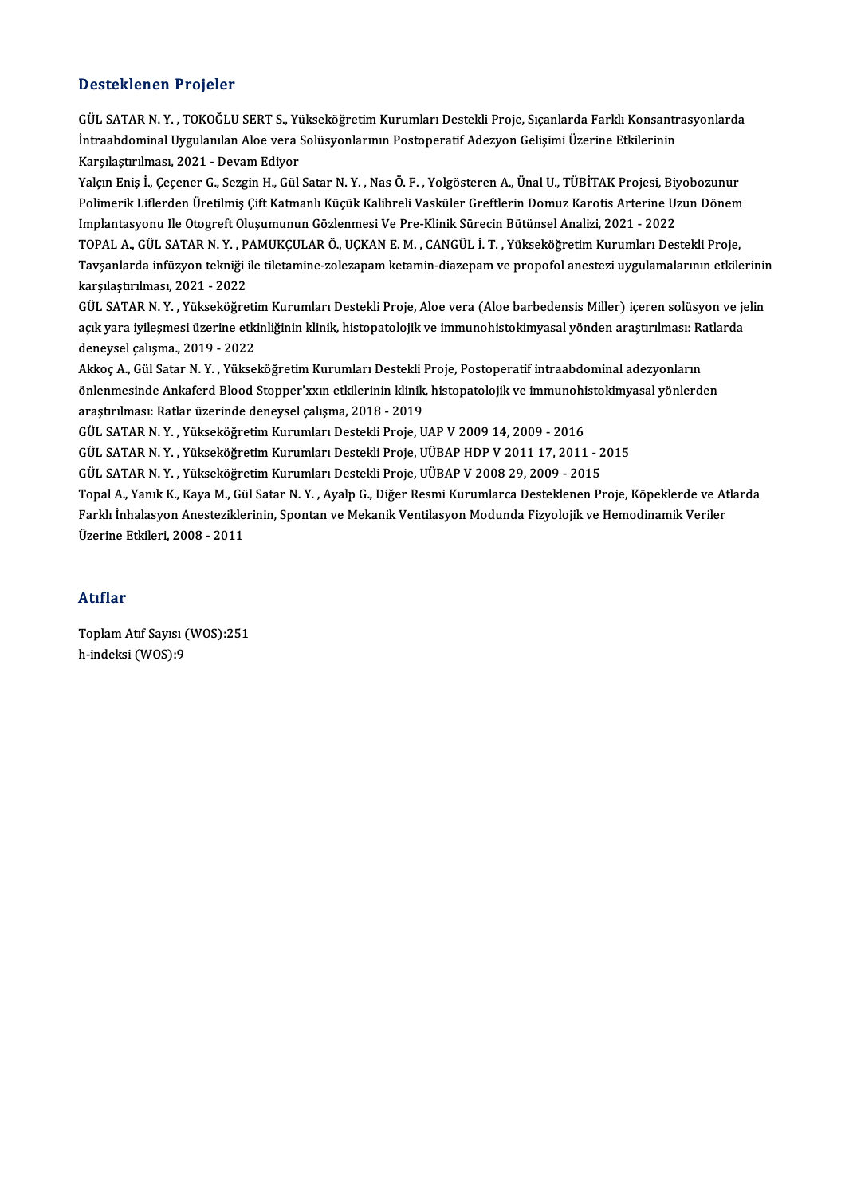## Desteklenen Projeler

GÜL SATAR N. Y. , TOKOĞLU SERT S., Yükseköğretim Kurumları Destekli Proje, Sıçanlarda Farklı Konsantrasyonlarda İntraabdominal Uygulanılan Aloe vera Solüsyonlarının Postoperatif Adezyon Gelişimi Üzerine Etkilerinin Karşılaştırılması, 2021 - Devam Ediyor

Yalçın Eniş İ., Çeçener G., Sezgin H., Gül Satar N. Y. , Nas Ö. F. , Yolgösteren A., Ünal U., TÜBİTAK Projesi, Biyobozunur Polimerik Liflerden Üretilmiş Çift Katmanlı Küçük Kalibreli Vasküler Greftlerin Domuz Karotis Arterine Uzun Dönem Implantasyonu Ile Otogreft Oluşumunun Gözlenmesi Ve Pre-Klinik Sürecin Bütünsel Analizi, 2021 - 2022

TOPAL A., GÜL SATAR N. Y. , PAMUKÇULAR Ö., UÇKAN E. M. , CANGÜL İ. T. , Yükseköğretim Kurumları Destekli Proje, Tavşanlarda infüzyon tekniği ile tiletamine-zolezapam ketamin-diazepam ve propofol anestezi uygulamalarının etkilerinin karşılaştırılması, 2021 - 2022

GÜL SATAR N. Y. , Yükseköğretim Kurumları Destekli Proje, Aloe vera (Aloe barbedensis Miller) içeren solüsyon ve jelin açık yara iyileşmesi üzerine etkinliğinin klinik, histopatolojik ve immunohistokimyasal yönden araştırılması: Ratlarda deneysel çalışma., 2019 - 2022

Akkoç A., Gül Satar N. Y. , Yükseköğretim Kurumları Destekli Proje, Postoperatif intraabdominal adezyonların önlenmesinde Ankaferd Blood Stopper'xxın etkilerinin klinik, histopatolojik ve immunohistokimyasal yönlerden araştırılması: Ratlar üzerinde deneysel çalışma, 2018 - 2019

GÜL SATAR N. Y. , Yükseköğretim Kurumları Destekli Proje, UAP V 2009 14, 2009 - 2016

GÜL SATAR N. Y. , Yükseköğretim Kurumları Destekli Proje, UÜBAP HDP V 2011 17, 2011 - 2015

GÜL SATAR N. Y. , Yükseköğretim Kurumları Destekli Proje, UÜBAP V 2008 29, 2009 - 2015

Topal A., Yanık K., Kaya M., Gül Satar N. Y. , Ayalp G., Diğer Resmi Kurumlarca Desteklenen Proje, Köpeklerde ve Atlarda Farklı İnhalasyon Anesteziklerinin, Spontan ve Mekanik Ventilasyon Modunda Fizyolojik ve Hemodinamik Veriler Üzerine Etkileri, 2008 - 2011

## Atıflar

Toplam Atıf Sayısı (WOS):251
h-indeksi (WOS):9